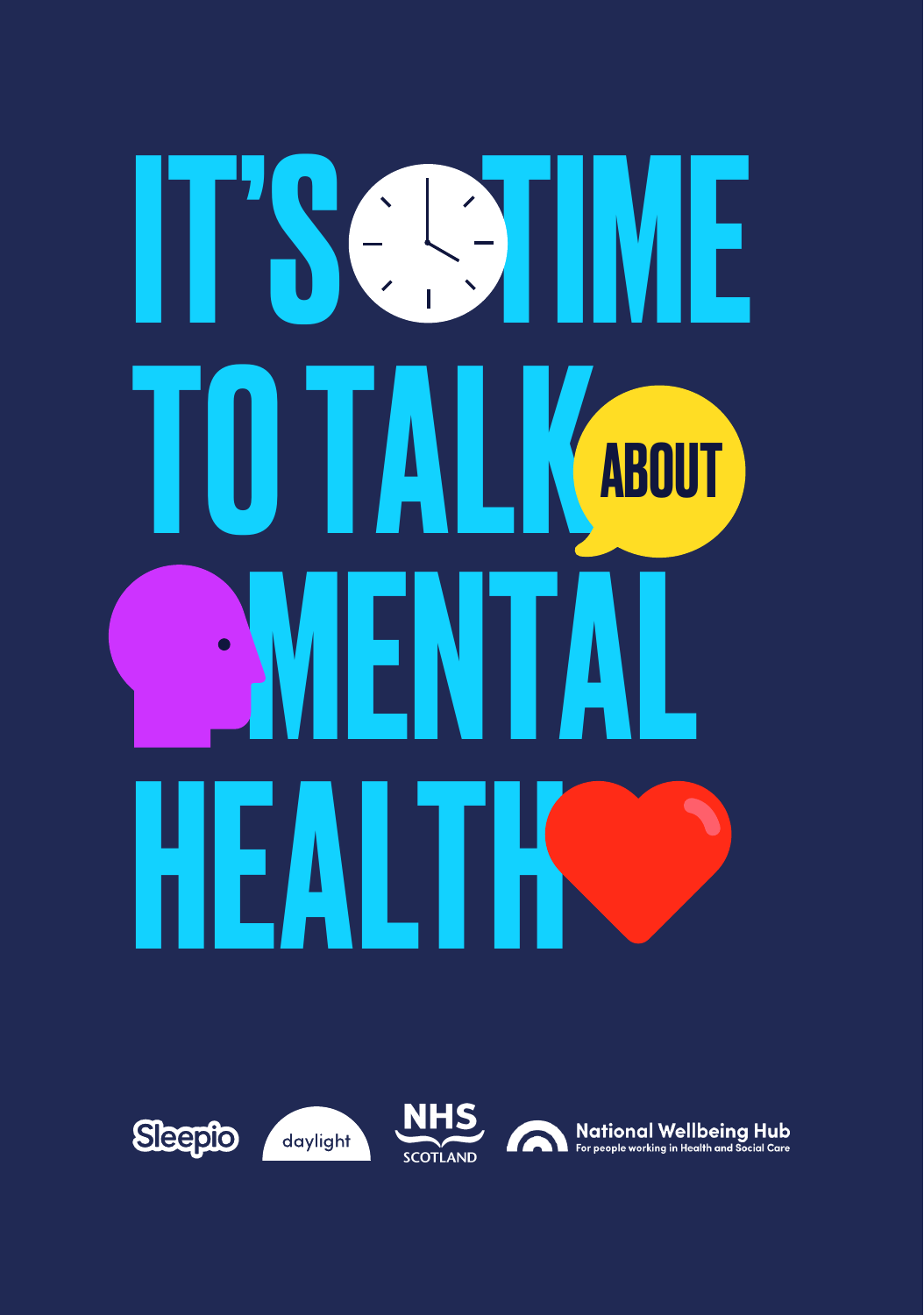# IT'S TIME TO TALK ABOUT MENTAL HEALTH

Sleepio

daylight

NHS SCOTLAND

National Wellbeing Hub
For people working in Health and Social Care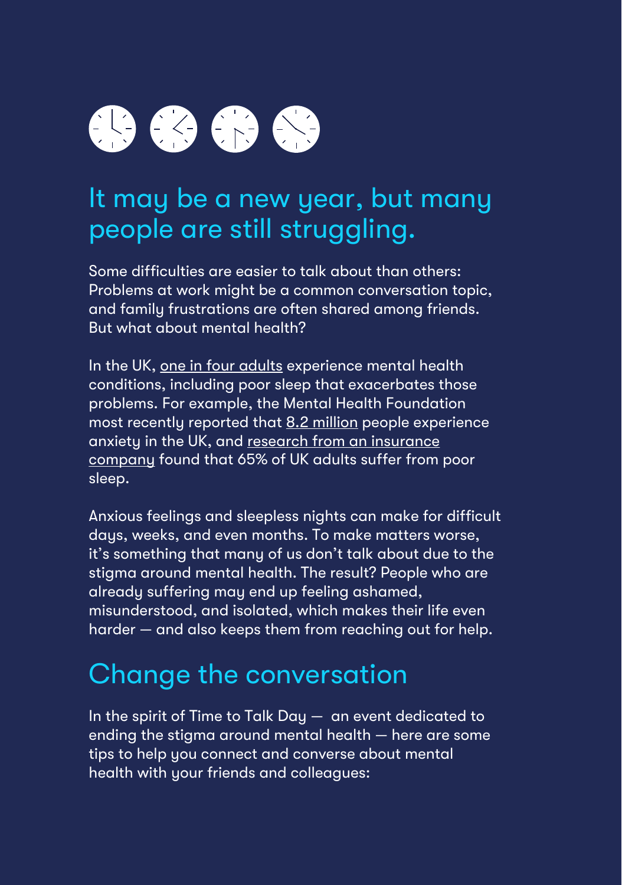## It may be a new year, but many people are still struggling.

Some difficulties are easier to talk about than others: Problems at work might be a common conversation topic, and family frustrations are often shared among friends. But what about mental health?

In the UK, one in four adults experience mental health conditions, including poor sleep that exacerbates those problems. For example, the Mental Health Foundation most recently reported that 8.2 million people experience anxiety in the UK, and research from an insurance company found that 65% of UK adults suffer from poor sleep.

Anxious feelings and sleepless nights can make for difficult days, weeks, and even months. To make matters worse, it's something that many of us don't talk about due to the stigma around mental health. The result? People who are already suffering may end up feeling ashamed, misunderstood, and isolated, which makes their life even harder — and also keeps them from reaching out for help.

## Change the conversation

In the spirit of Time to Talk Day — an event dedicated to ending the stigma around mental health — here are some tips to help you connect and converse about mental health with your friends and colleagues: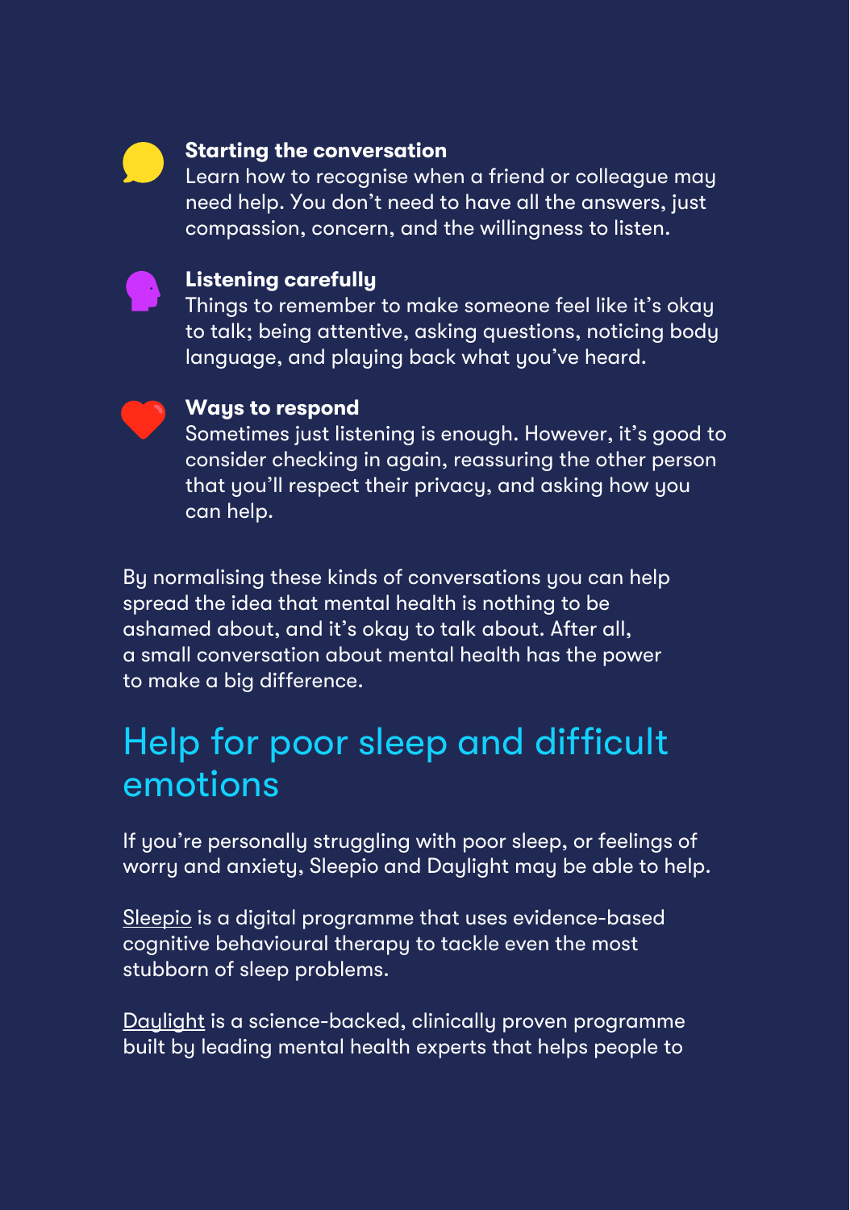**Starting the conversation**
Learn how to recognise when a friend or colleague may need help. You don't need to have all the answers, just compassion, concern, and the willingness to listen.

**Listening carefully**
Things to remember to make someone feel like it's okay to talk; being attentive, asking questions, noticing body language, and playing back what you've heard.

**Ways to respond**
Sometimes just listening is enough. However, it's good to consider checking in again, reassuring the other person that you'll respect their privacy, and asking how you can help.

By normalising these kinds of conversations you can help spread the idea that mental health is nothing to be ashamed about, and it's okay to talk about. After all, a small conversation about mental health has the power to make a big difference.

## Help for poor sleep and difficult emotions

If you're personally struggling with poor sleep, or feelings of worry and anxiety, Sleepio and Daylight may be able to help.

Sleepio is a digital programme that uses evidence-based cognitive behavioural therapy to tackle even the most stubborn of sleep problems.

Daylight is a science-backed, clinically proven programme built by leading mental health experts that helps people to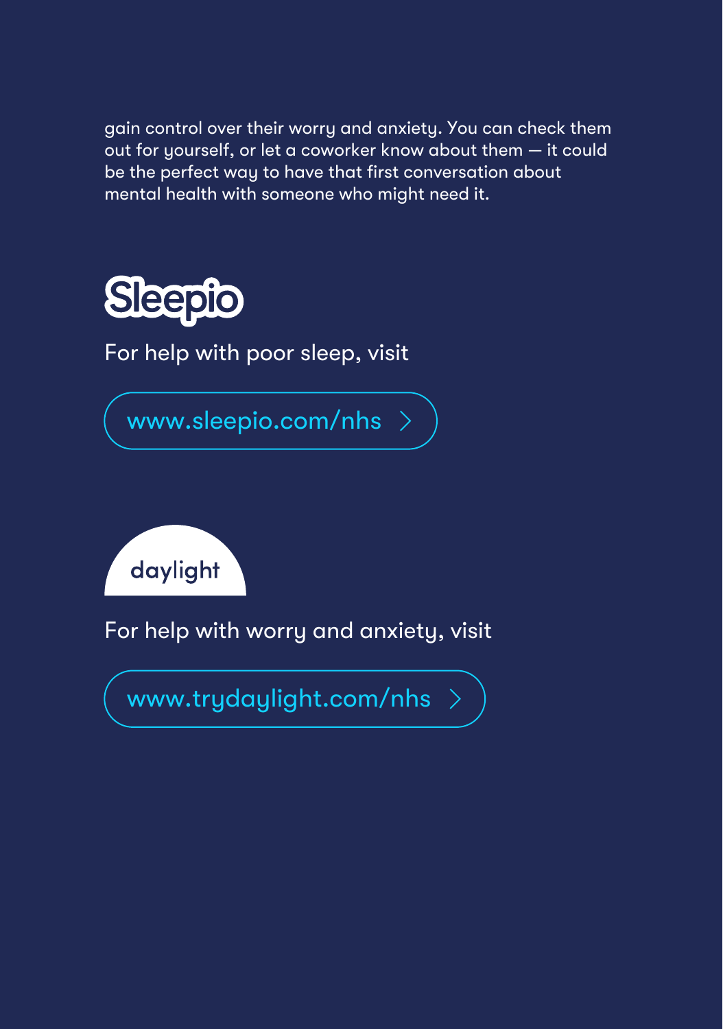gain control over their worry and anxiety. You can check them out for yourself, or let a coworker know about them — it could be the perfect way to have that first conversation about mental health with someone who might need it.

## Sleepio

For help with poor sleep, visit

www.sleepio.com/nhs >

## daylight

For help with worry and anxiety, visit

www.trydaylight.com/nhs >